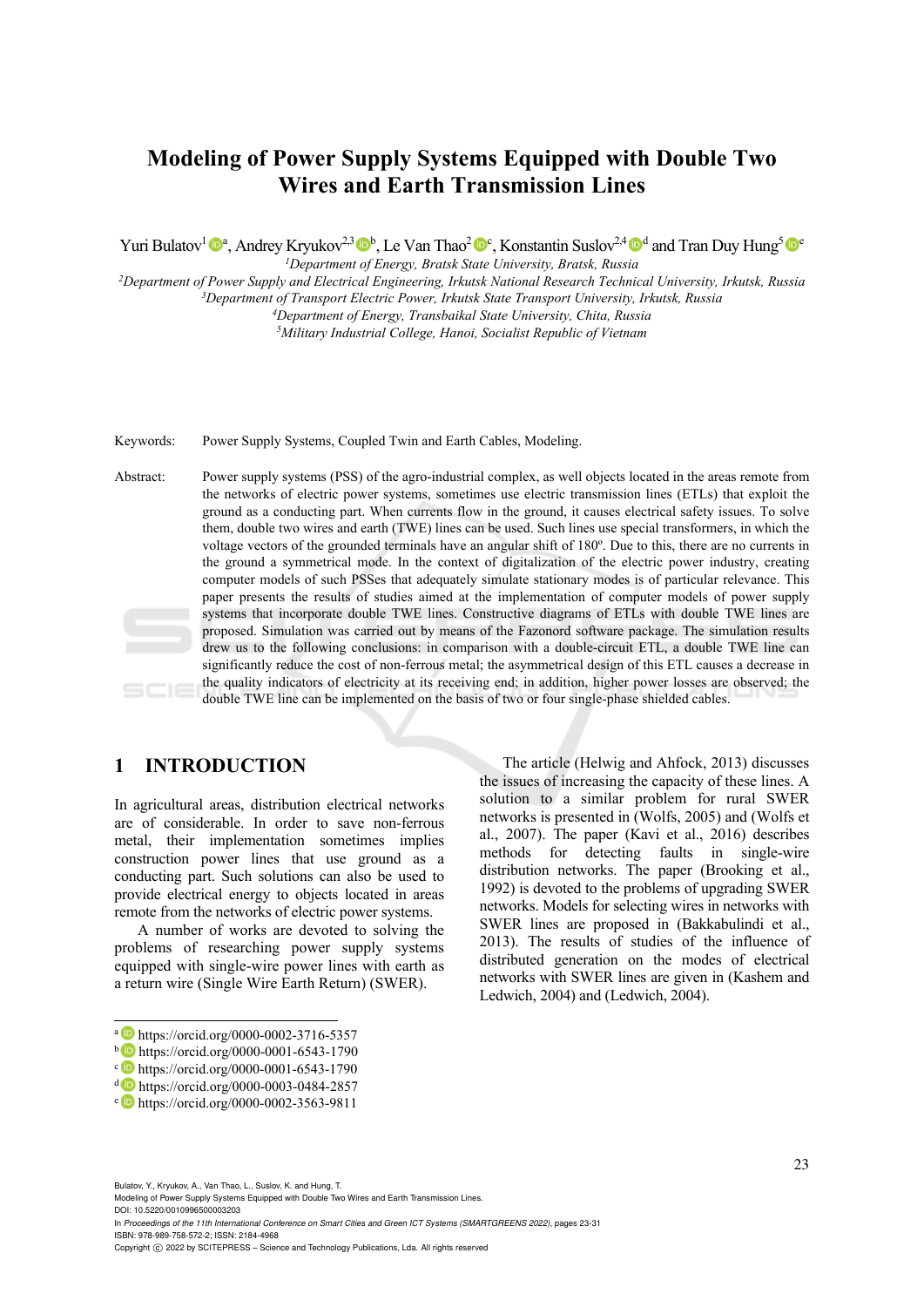# Modeling of Power Supply Systems Equipped with Double Two Wires and Earth Transmission Lines

Yuri Bulatov[1] [a], Andrey Kryukov[2,3] [b], Le Van Thao[2] [c], Konstantin Suslov[2,4] [d] and Tran Duy Hung[5] [e]

[1]*Department of Energy, Bratsk State University, Bratsk, Russia*
[2]*Department of Power Supply and Electrical Engineering, Irkutsk National Research Technical University, Irkutsk, Russia*
[3]*Department of Transport Electric Power, Irkutsk State Transport University, Irkutsk, Russia*
[4]*Department of Energy, Transbaikal State University, Chita, Russia*
[5]*Military Industrial College, Hanoi, Socialist Republic of Vietnam*

Keywords: Power Supply Systems, Coupled Twin and Earth Cables, Modeling.

Abstract: Power supply systems (PSS) of the agro-industrial complex, as well objects located in the areas remote from the networks of electric power systems, sometimes use electric transmission lines (ETLs) that exploit the ground as a conducting part. When currents flow in the ground, it causes electrical safety issues. To solve them, double two wires and earth (TWE) lines can be used. Such lines use special transformers, in which the voltage vectors of the grounded terminals have an angular shift of 180º. Due to this, there are no currents in the ground a symmetrical mode. In the context of digitalization of the electric power industry, creating computer models of such PSSes that adequately simulate stationary modes is of particular relevance. This paper presents the results of studies aimed at the implementation of computer models of power supply systems that incorporate double TWE lines. Constructive diagrams of ETLs with double TWE lines are proposed. Simulation was carried out by means of the Fazonord software package. The simulation results drew us to the following conclusions: in comparison with a double-circuit ETL, a double TWE line can significantly reduce the cost of non-ferrous metal; the asymmetrical design of this ETL causes a decrease in the quality indicators of electricity at its receiving end; in addition, higher power losses are observed; the double TWE line can be implemented on the basis of two or four single-phase shielded cables.

## 1 INTRODUCTION

In agricultural areas, distribution electrical networks are of considerable. In order to save non-ferrous metal, their implementation sometimes implies construction power lines that use ground as a conducting part. Such solutions can also be used to provide electrical energy to objects located in areas remote from the networks of electric power systems.

A number of works are devoted to solving the problems of researching power supply systems equipped with single-wire power lines with earth as a return wire (Single Wire Earth Return) (SWER).

The article (Helwig and Ahfock, 2013) discusses the issues of increasing the capacity of these lines. A solution to a similar problem for rural SWER networks is presented in (Wolfs, 2005) and (Wolfs et al., 2007). The paper (Kavi et al., 2016) describes methods for detecting faults in single-wire distribution networks. The paper (Brooking et al., 1992) is devoted to the problems of upgrading SWER networks. Models for selecting wires in networks with SWER lines are proposed in (Bakkabulindi et al., 2013). The results of studies of the influence of distributed generation on the modes of electrical networks with SWER lines are given in (Kashem and Ledwich, 2004) and (Ledwich, 2004).

[a] https://orcid.org/0000-0002-3716-5357
[b] https://orcid.org/0000-0001-6543-1790
[c] https://orcid.org/0000-0001-6543-1790
[d] https://orcid.org/0000-0003-0484-2857
[e] https://orcid.org/0000-0002-3563-9811

Bulatov, Y., Kryukov, A., Van Thao, L., Suslov, K. and Hung, T.
Modeling of Power Supply Systems Equipped with Double Two Wires and Earth Transmission Lines.
DOI: 10.5220/0010996500003203
In *Proceedings of the 11th International Conference on Smart Cities and Green ICT Systems (SMARTGREENS 2022)*, pages 23-31
ISBN: 978-989-758-572-2; ISSN: 2184-4968
Copyright © 2022 by SCITEPRESS – Science and Technology Publications, Lda. All rights reserved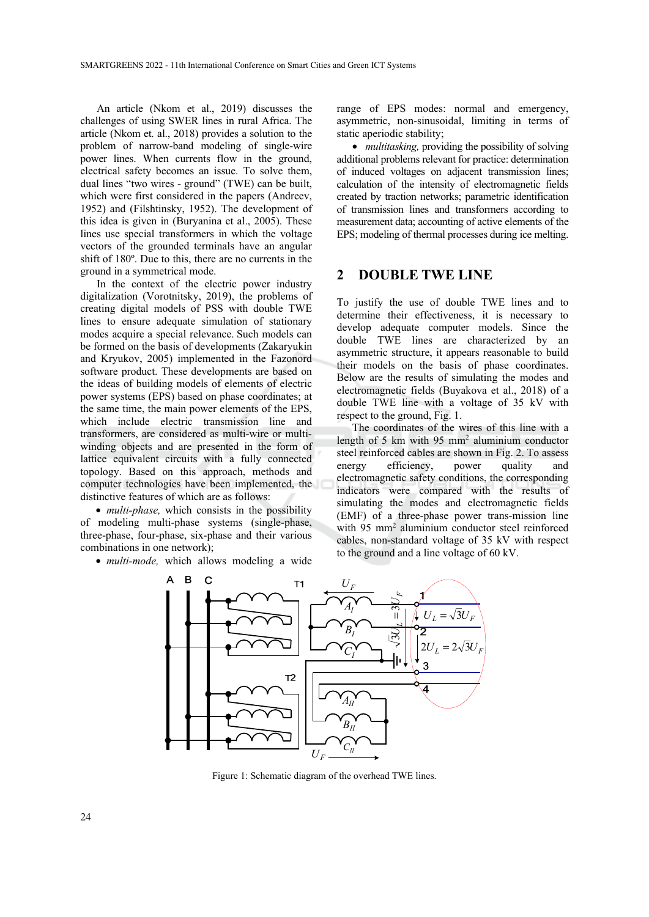An article (Nkom et al., 2019) discusses the challenges of using SWER lines in rural Africa. The article (Nkom et. al., 2018) provides a solution to the problem of narrow-band modeling of single-wire power lines. When currents flow in the ground, electrical safety becomes an issue. To solve them, dual lines "two wires - ground" (TWE) can be built, which were first considered in the papers (Andreev, 1952) and (Filshtinsky, 1952). The development of this idea is given in (Buryanina et al., 2005). These lines use special transformers in which the voltage vectors of the grounded terminals have an angular shift of 180º. Due to this, there are no currents in the ground in a symmetrical mode.

In the context of the electric power industry digitalization (Vorotnitsky, 2019), the problems of creating digital models of PSS with double TWE lines to ensure adequate simulation of stationary modes acquire a special relevance. Such models can be formed on the basis of developments (Zakaryukin and Kryukov, 2005) implemented in the Fazonord software product. These developments are based on the ideas of building models of elements of electric power systems (EPS) based on phase coordinates; at the same time, the main power elements of the EPS, which include electric transmission line and transformers, are considered as multi-wire or multi-winding objects and are presented in the form of lattice equivalent circuits with a fully connected topology. Based on this approach, methods and computer technologies have been implemented, the distinctive features of which are as follows:

- *multi-phase,* which consists in the possibility of modeling multi-phase systems (single-phase, three-phase, four-phase, six-phase and their various combinations in one network);
- *multi-mode,* which allows modeling a wide range of EPS modes: normal and emergency, asymmetric, non-sinusoidal, limiting in terms of static aperiodic stability;
- *multitasking,* providing the possibility of solving additional problems relevant for practice: determination of induced voltages on adjacent transmission lines; calculation of the intensity of electromagnetic fields created by traction networks; parametric identification of transmission lines and transformers according to measurement data; accounting of active elements of the EPS; modeling of thermal processes during ice melting.

## 2 DOUBLE TWE LINE

To justify the use of double TWE lines and to determine their effectiveness, it is necessary to develop adequate computer models. Since the double TWE lines are characterized by an asymmetric structure, it appears reasonable to build their models on the basis of phase coordinates. Below are the results of simulating the modes and electromagnetic fields (Buyakova et al., 2018) of a double TWE line with a voltage of 35 kV with respect to the ground, Fig. 1.

The coordinates of the wires of this line with a length of 5 km with 95 mm$^2$ aluminium conductor steel reinforced cables are shown in Fig. 2. To assess energy efficiency, power quality and electromagnetic safety conditions, the corresponding indicators were compared with the results of simulating the modes and electromagnetic fields (EMF) of a three-phase power trans-mission line with 95 mm$^2$ aluminium conductor steel reinforced cables, non-standard voltage of 35 kV with respect to the ground and a line voltage of 60 kV.

Figure 1: Schematic diagram of the overhead TWE lines.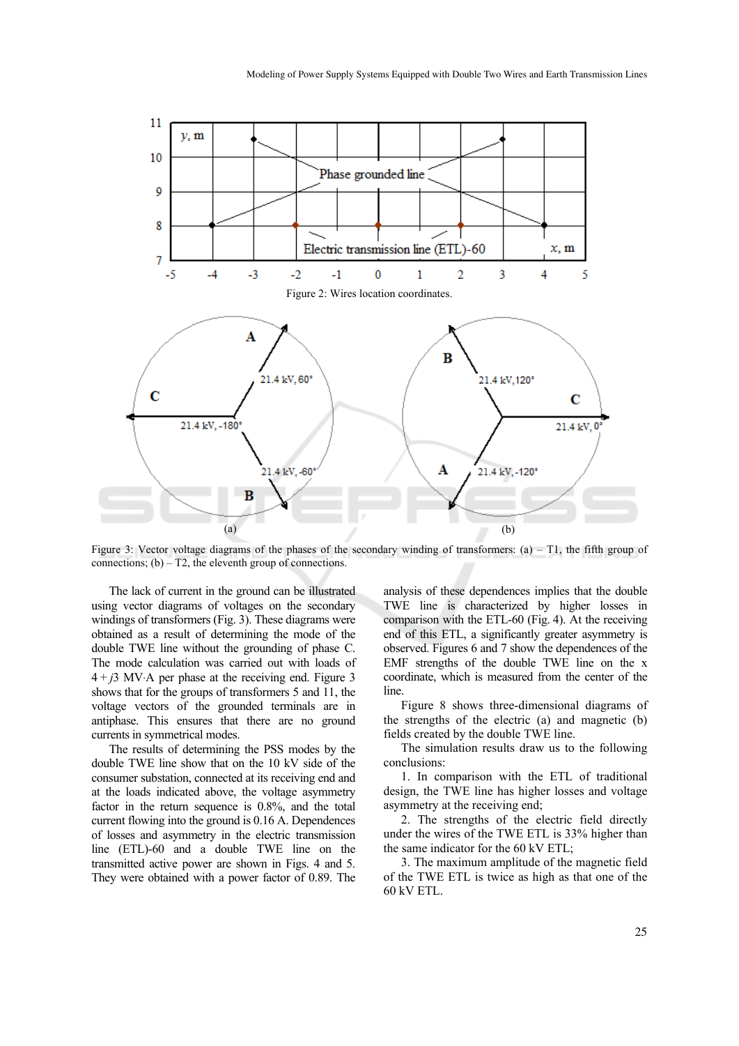Figure 2: Wires location coordinates.

Figure 3: Vector voltage diagrams of the phases of the secondary winding of transformers: (a) – T1, the fifth group of connections; (b) – T2, the eleventh group of connections.

The lack of current in the ground can be illustrated using vector diagrams of voltages on the secondary windings of transformers (Fig. 3). These diagrams were obtained as a result of determining the mode of the double TWE line without the grounding of phase C. The mode calculation was carried out with loads of $4 + j3$ MV·A per phase at the receiving end. Figure 3 shows that for the groups of transformers 5 and 11, the voltage vectors of the grounded terminals are in antiphase. This ensures that there are no ground currents in symmetrical modes.

The results of determining the PSS modes by the double TWE line show that on the 10 kV side of the consumer substation, connected at its receiving end and at the loads indicated above, the voltage asymmetry factor in the return sequence is 0.8%, and the total current flowing into the ground is 0.16 A. Dependences of losses and asymmetry in the electric transmission line (ETL)-60 and a double TWE line on the transmitted active power are shown in Figs. 4 and 5. They were obtained with a power factor of 0.89. The analysis of these dependences implies that the double TWE line is characterized by higher losses in comparison with the ETL-60 (Fig. 4). At the receiving end of this ETL, a significantly greater asymmetry is observed. Figures 6 and 7 show the dependences of the EMF strengths of the double TWE line on the x coordinate, which is measured from the center of the line.

Figure 8 shows three-dimensional diagrams of the strengths of the electric (a) and magnetic (b) fields created by the double TWE line.

The simulation results draw us to the following conclusions:

1. In comparison with the ETL of traditional design, the TWE line has higher losses and voltage asymmetry at the receiving end;
2. The strengths of the electric field directly under the wires of the TWE ETL is 33% higher than the same indicator for the 60 kV ETL;
3. The maximum amplitude of the magnetic field of the TWE ETL is twice as high as that one of the 60 kV ETL.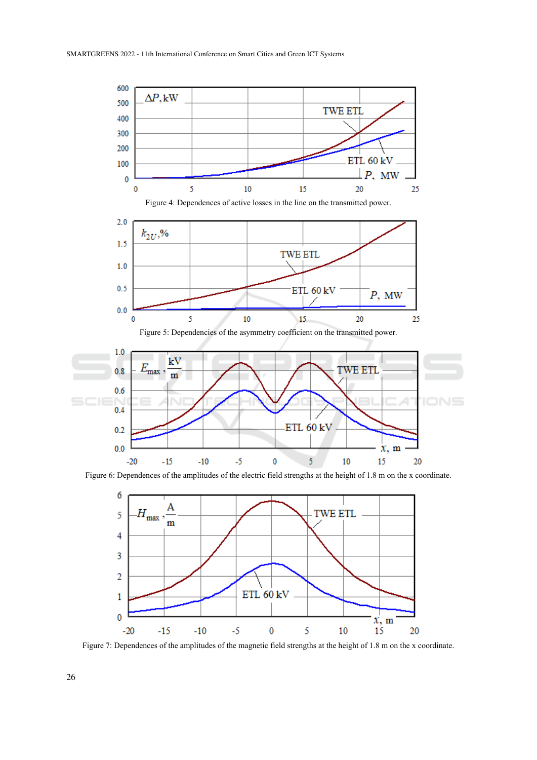Figure 4: Dependences of active losses in the line on the transmitted power.

Figure 5: Dependencies of the asymmetry coefficient on the transmitted power.

Figure 6: Dependences of the amplitudes of the electric field strengths at the height of 1.8 m on the x coordinate.

Figure 7: Dependences of the amplitudes of the magnetic field strengths at the height of 1.8 m on the x coordinate.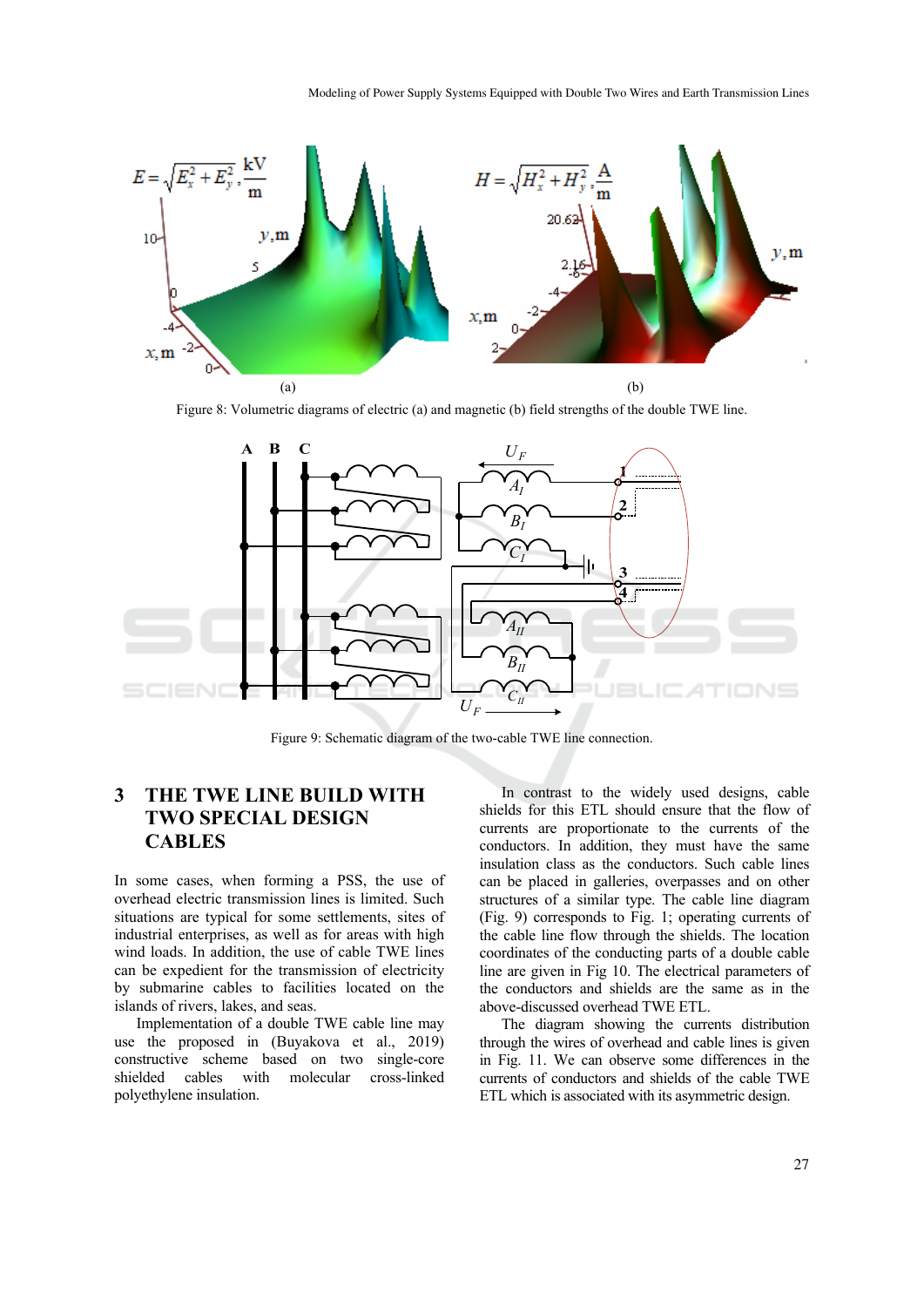(a) (b)

Figure 8: Volumetric diagrams of electric (a) and magnetic (b) field strengths of the double TWE line.

Figure 9: Schematic diagram of the two-cable TWE line connection.

## 3 THE TWE LINE BUILD WITH TWO SPECIAL DESIGN CABLES

In some cases, when forming a PSS, the use of overhead electric transmission lines is limited. Such situations are typical for some settlements, sites of industrial enterprises, as well as for areas with high wind loads. In addition, the use of cable TWE lines can be expedient for the transmission of electricity by submarine cables to facilities located on the islands of rivers, lakes, and seas.

Implementation of a double TWE cable line may use the proposed in (Buyakova et al., 2019) constructive scheme based on two single-core shielded cables with molecular cross-linked polyethylene insulation.

In contrast to the widely used designs, cable shields for this ETL should ensure that the flow of currents are proportionate to the currents of the conductors. In addition, they must have the same insulation class as the conductors. Such cable lines can be placed in galleries, overpasses and on other structures of a similar type. The cable line diagram (Fig. 9) corresponds to Fig. 1; operating currents of the cable line flow through the shields. The location coordinates of the conducting parts of a double cable line are given in Fig 10. The electrical parameters of the conductors and shields are the same as in the above-discussed overhead TWE ETL.

The diagram showing the currents distribution through the wires of overhead and cable lines is given in Fig. 11. We can observe some differences in the currents of conductors and shields of the cable TWE ETL which is associated with its asymmetric design.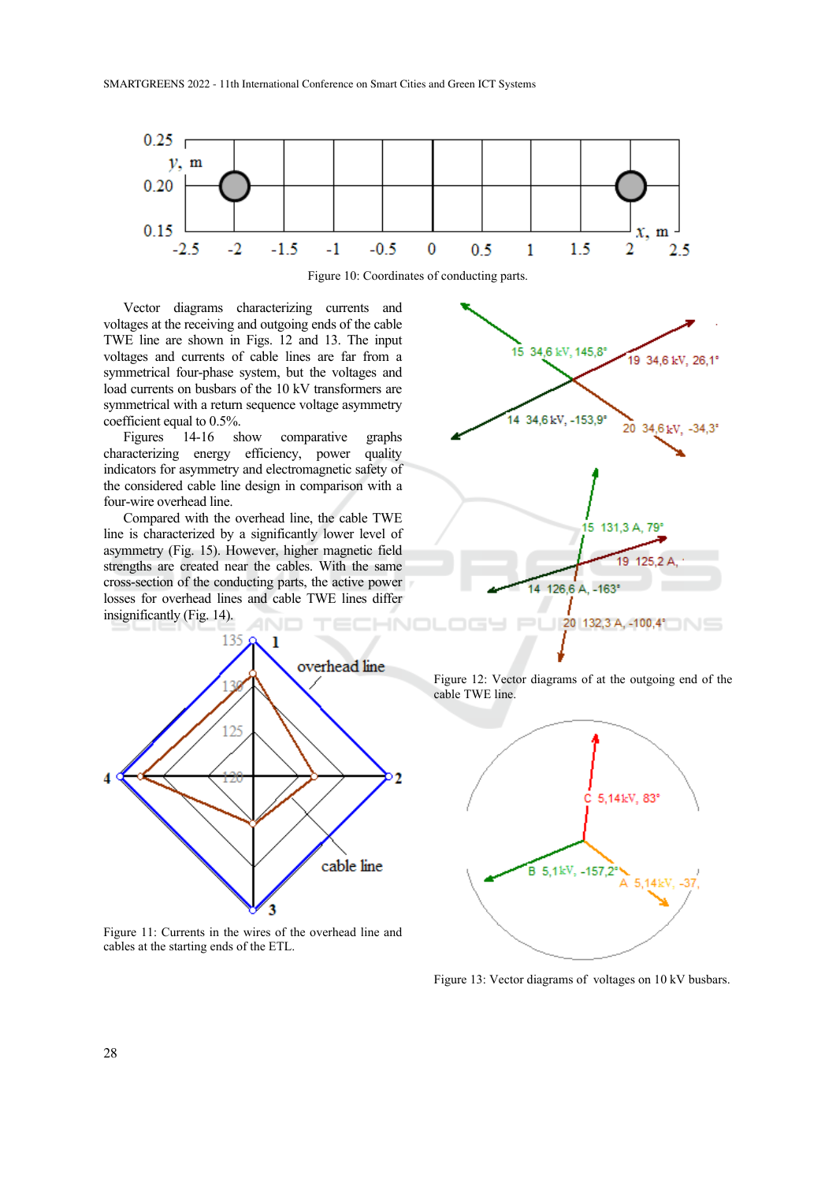Figure 10: Coordinates of conducting parts.

Vector diagrams characterizing currents and voltages at the receiving and outgoing ends of the cable TWE line are shown in Figs. 12 and 13. The input voltages and currents of cable lines are far from a symmetrical four-phase system, but the voltages and load currents on busbars of the 10 kV transformers are symmetrical with a return sequence voltage asymmetry coefficient equal to 0.5%.

Figures 14-16 show comparative graphs characterizing energy efficiency, power quality indicators for asymmetry and electromagnetic safety of the considered cable line design in comparison with a four-wire overhead line.

Compared with the overhead line, the cable TWE line is characterized by a significantly lower level of asymmetry (Fig. 15). However, higher magnetic field strengths are created near the cables. With the same cross-section of the conducting parts, the active power losses for overhead lines and cable TWE lines differ insignificantly (Fig. 14).

Figure 11: Currents in the wires of the overhead line and cables at the starting ends of the ETL.

Figure 12: Vector diagrams of at the outgoing end of the cable TWE line.

Figure 13: Vector diagrams of voltages on 10 kV busbars.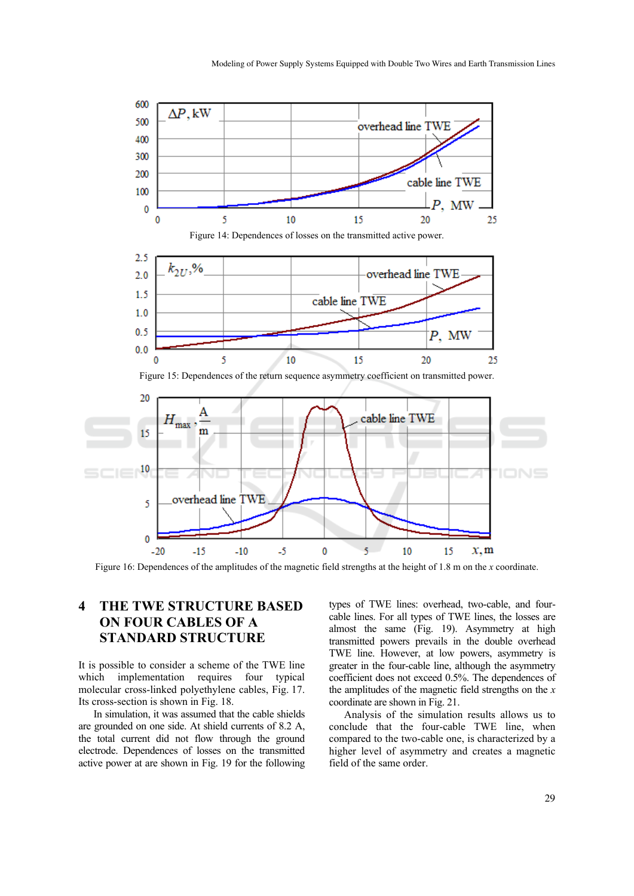Figure 14: Dependences of losses on the transmitted active power.

Figure 15: Dependences of the return sequence asymmetry coefficient on transmitted power.

Figure 16: Dependences of the amplitudes of the magnetic field strengths at the height of 1.8 m on the *x* coordinate.

## 4 THE TWE STRUCTURE BASED ON FOUR CABLES OF A STANDARD STRUCTURE

It is possible to consider a scheme of the TWE line which implementation requires four typical molecular cross-linked polyethylene cables, Fig. 17. Its cross-section is shown in Fig. 18.

In simulation, it was assumed that the cable shields are grounded on one side. At shield currents of 8.2 A, the total current did not flow through the ground electrode. Dependences of losses on the transmitted active power at are shown in Fig. 19 for the following types of TWE lines: overhead, two-cable, and four-cable lines. For all types of TWE lines, the losses are almost the same (Fig. 19). Asymmetry at high transmitted powers prevails in the double overhead TWE line. However, at low powers, asymmetry is greater in the four-cable line, although the asymmetry coefficient does not exceed 0.5%. The dependences of the amplitudes of the magnetic field strengths on the *x* coordinate are shown in Fig. 21.

Analysis of the simulation results allows us to conclude that the four-cable TWE line, when compared to the two-cable one, is characterized by a higher level of asymmetry and creates a magnetic field of the same order.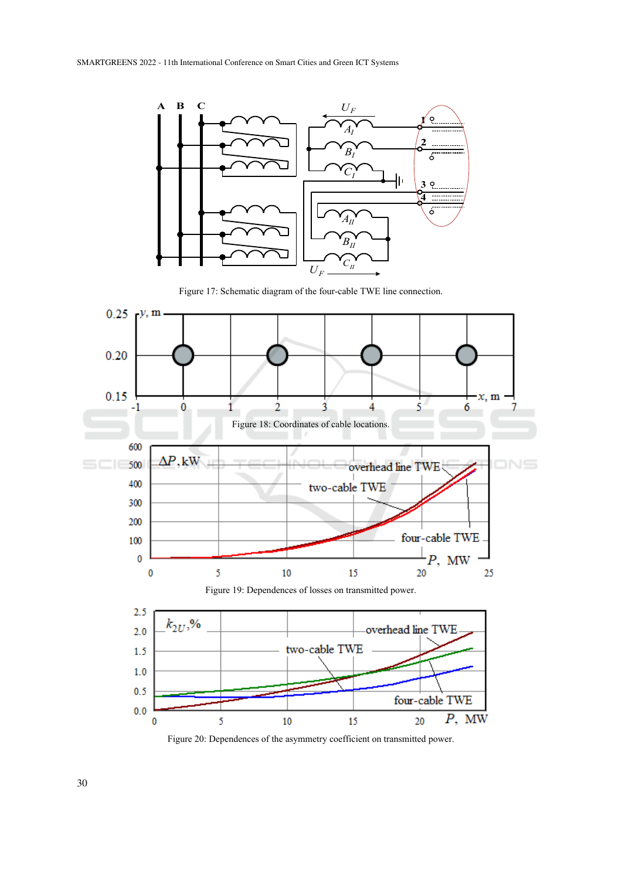Figure 17: Schematic diagram of the four-cable TWE line connection.

Figure 18: Coordinates of cable locations.

Figure 19: Dependences of losses on transmitted power.

Figure 20: Dependences of the asymmetry coefficient on transmitted power.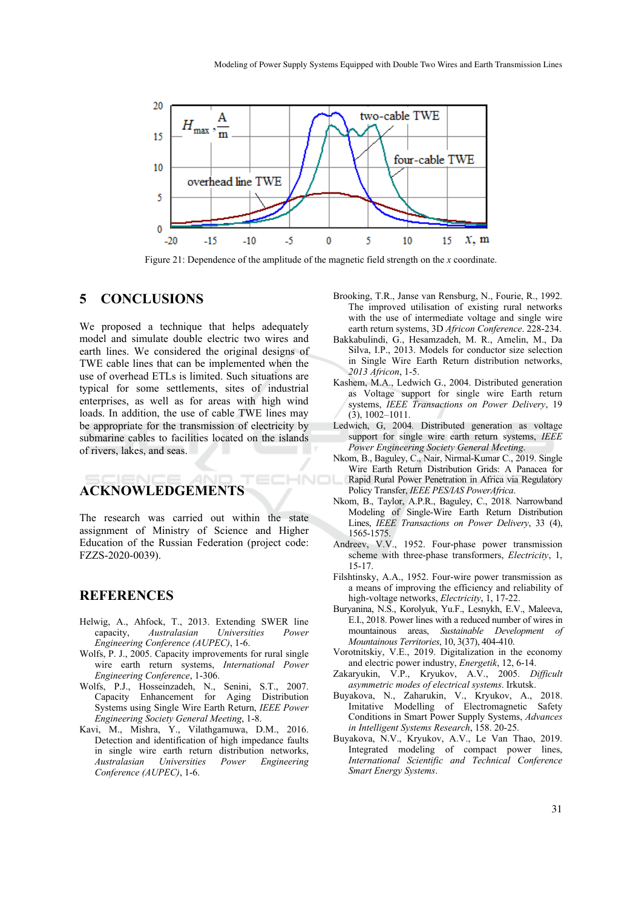$H_{max}$, A/m

two-cable TWE

four-cable TWE

overhead line TWE

20
15
10
5
0

-20 -15 -10 -5 0 5 10 15 $x$, m

Figure 21: Dependence of the amplitude of the magnetic field strength on the $x$ coordinate.

## 5 CONCLUSIONS

We proposed a technique that helps adequately model and simulate double electric two wires and earth lines. We considered the original designs of TWE cable lines that can be implemented when the use of overhead ETLs is limited. Such situations are typical for some settlements, sites of industrial enterprises, as well as for areas with high wind loads. In addition, the use of cable TWE lines may be appropriate for the transmission of electricity by submarine cables to facilities located on the islands of rivers, lakes, and seas.

## ACKNOWLEDGEMENTS

The research was carried out within the state assignment of Ministry of Science and Higher Education of the Russian Federation (project code: FZZS-2020-0039).

## REFERENCES

Helwig, A., Ahfock, T., 2013. Extending SWER line capacity, *Australasian Universities Power Engineering Conference (AUPEC)*, 1-6.

Wolfs, P. J., 2005. Capacity improvements for rural single wire earth return systems, *International Power Engineering Conference*, 1-306.

Wolfs, P.J., Hosseinzadeh, N., Senini, S.T., 2007. Capacity Enhancement for Aging Distribution Systems using Single Wire Earth Return, *IEEE Power Engineering Society General Meeting*, 1-8.

Kavi, M., Mishra, Y., Vilathgamuwa, D.M., 2016. Detection and identification of high impedance faults in single wire earth return distribution networks, *Australasian Universities Power Engineering Conference (AUPEC)*, 1-6.

Brooking, T.R., Janse van Rensburg, N., Fourie, R., 1992. The improved utilisation of existing rural networks with the use of intermediate voltage and single wire earth return systems, 3D *Africon Conference*. 228-234.

Bakkabulindi, G., Hesamzadeh, M. R., Amelin, M., Da Silva, I.P., 2013. Models for conductor size selection in Single Wire Earth Return distribution networks, *2013 Africon*, 1-5.

Kashem, M.A., Ledwich G., 2004. Distributed generation as Voltage support for single wire Earth return systems, *IEEE Transactions on Power Delivery*, 19 (3), 1002–1011.

Ledwich, G, 2004. Distributed generation as voltage support for single wire earth return systems, *IEEE Power Engineering Society General Meeting*.

Nkom, B., Baguley, C., Nair, Nirmal-Kumar C., 2019. Single Wire Earth Return Distribution Grids: A Panacea for Rapid Rural Power Penetration in Africa via Regulatory Policy Transfer, *IEEE PES/IAS PowerAfrica*.

Nkom, B., Taylor, A.P.R., Baguley, C., 2018. Narrowband Modeling of Single-Wire Earth Return Distribution Lines, *IEEE Transactions on Power Delivery*, 33 (4), 1565-1575.

Andreev, V.V., 1952. Four-phase power transmission scheme with three-phase transformers, *Electricity*, 1, 15-17.

Filshtinsky, A.A., 1952. Four-wire power transmission as a means of improving the efficiency and reliability of high-voltage networks, *Electricity*, 1, 17-22.

Buryanina, N.S., Korolyuk, Yu.F., Lesnykh, E.V., Maleeva, E.I., 2018. Power lines with a reduced number of wires in mountainous areas, *Sustainable Development of Mountainous Territories*, 10, 3(37), 404-410.

Vorotnitskiy, V.E., 2019. Digitalization in the economy and electric power industry, *Energetik*, 11, 6-14.

Zakaryukin, V.P., Kryukov, A.V., 2005. *Difficult asymmetric modes of electrical systems*. Irkutsk.

Buyakova, N., Zaharukin, V., Kryukov, A., 2018. Imitative Modelling of Electromagnetic Safety Conditions in Smart Power Supply Systems, *Advances in Intelligent Systems Research*, 158. 20-25.

Buyakova, N.V., Kryukov, A.V., Le Van Thao, 2019. Integrated modeling of compact power lines, *International Scientific and Technical Conference Smart Energy Systems*.